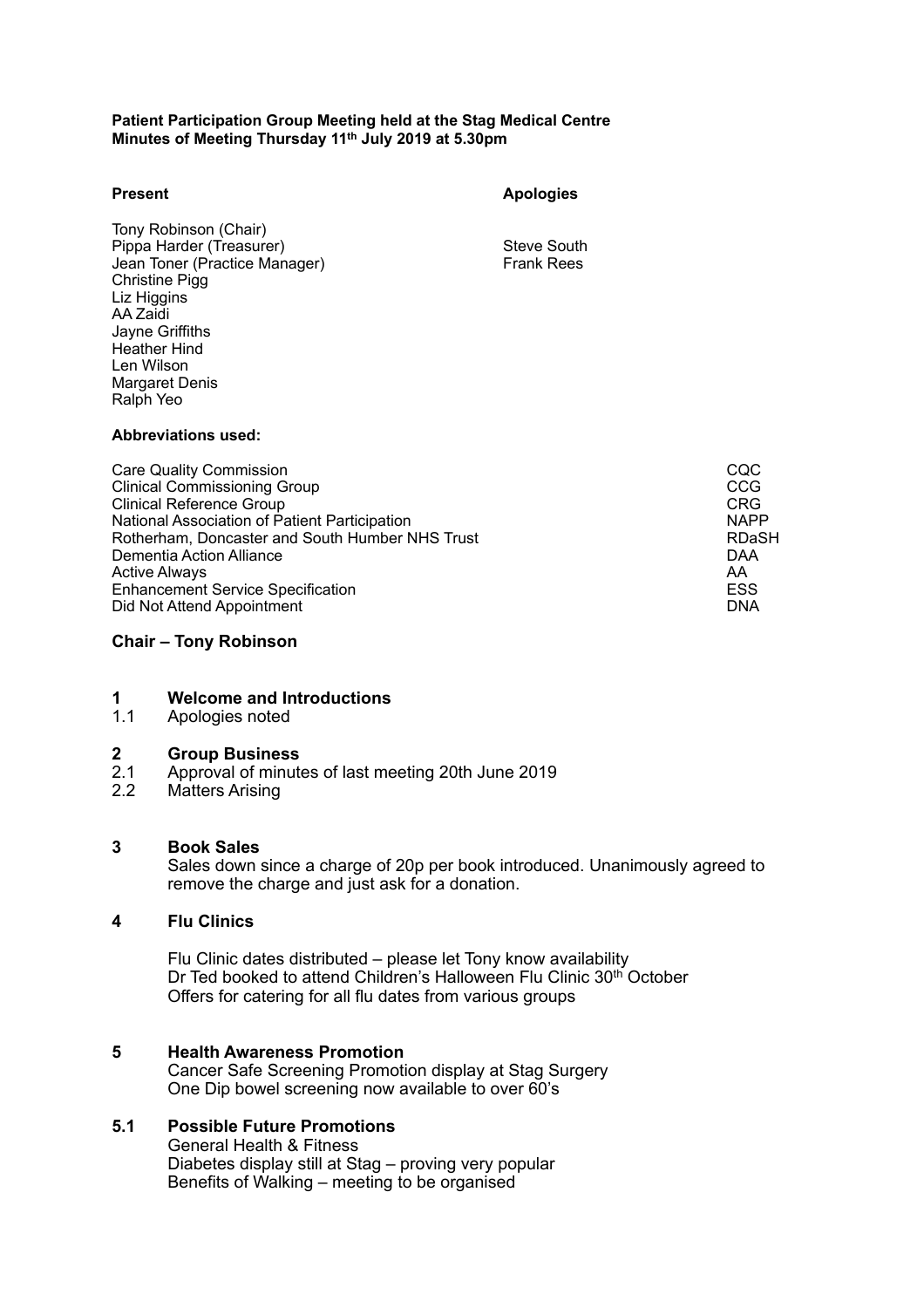**Patient Participation Group Meeting held at the Stag Medical Centre**
**Minutes of Meeting Thursday 11th July 2019 at 5.30pm**

| **Present** | **Apologies** |
|---|---|
| Tony Robinson (Chair) | |
| Pippa Harder (Treasurer) | Steve South |
| Jean Toner (Practice Manager) | Frank Rees |
| Christine Pigg | |
| Liz Higgins | |
| AA Zaidi | |
| Jayne Griffiths | |
| Heather Hind | |
| Len Wilson | |
| Margaret Denis | |
| Ralph Yeo | |

**Abbreviations used:**

| | |
|---|---|
| Care Quality Commission | CQC |
| Clinical Commissioning Group | CCG |
| Clinical Reference Group | CRG |
| National Association of Patient Participation | NAPP |
| Rotherham, Doncaster and South Humber NHS Trust | RDaSH |
| Dementia Action Alliance | DAA |
| Active Always | AA |
| Enhancement Service Specification | ESS |
| Did Not Attend Appointment | DNA |

## Chair – Tony Robinson

### 1 Welcome and Introductions

1.1 Apologies noted

### 2 Group Business

2.1 Approval of minutes of last meeting 20th June 2019

2.2 Matters Arising

### 3 Book Sales

Sales down since a charge of 20p per book introduced. Unanimously agreed to remove the charge and just ask for a donation.

### 4 Flu Clinics

Flu Clinic dates distributed – please let Tony know availability
Dr Ted booked to attend Children's Halloween Flu Clinic 30th October
Offers for catering for all flu dates from various groups

### 5 Health Awareness Promotion

Cancer Safe Screening Promotion display at Stag Surgery
One Dip bowel screening now available to over 60's

### 5.1 Possible Future Promotions

General Health & Fitness
Diabetes display still at Stag – proving very popular
Benefits of Walking – meeting to be organised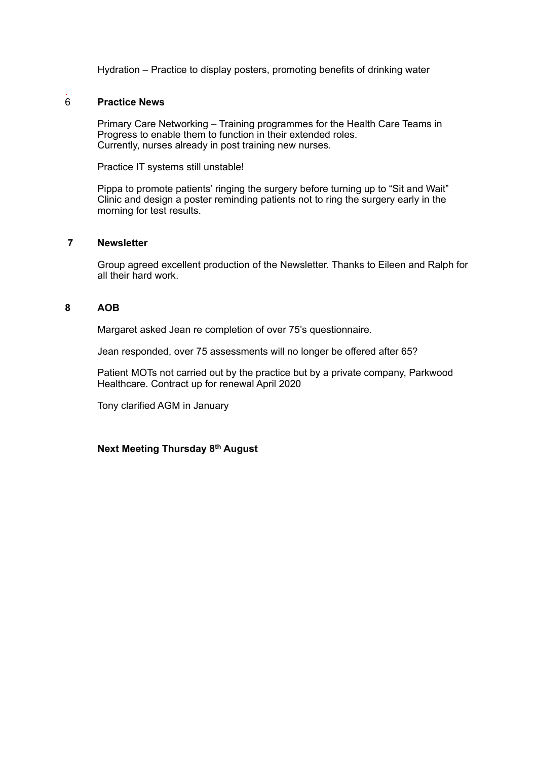Hydration – Practice to display posters, promoting benefits of drinking water

## 6 Practice News

Primary Care Networking – Training programmes for the Health Care Teams in Progress to enable them to function in their extended roles.
Currently, nurses already in post training new nurses.

Practice IT systems still unstable!

Pippa to promote patients' ringing the surgery before turning up to "Sit and Wait" Clinic and design a poster reminding patients not to ring the surgery early in the morning for test results.

## 7 Newsletter

Group agreed excellent production of the Newsletter. Thanks to Eileen and Ralph for all their hard work.

## 8 AOB

Margaret asked Jean re completion of over 75's questionnaire.

Jean responded, over 75 assessments will no longer be offered after 65?

Patient MOTs not carried out by the practice but by a private company, Parkwood Healthcare. Contract up for renewal April 2020

Tony clarified AGM in January

**Next Meeting Thursday 8th August**